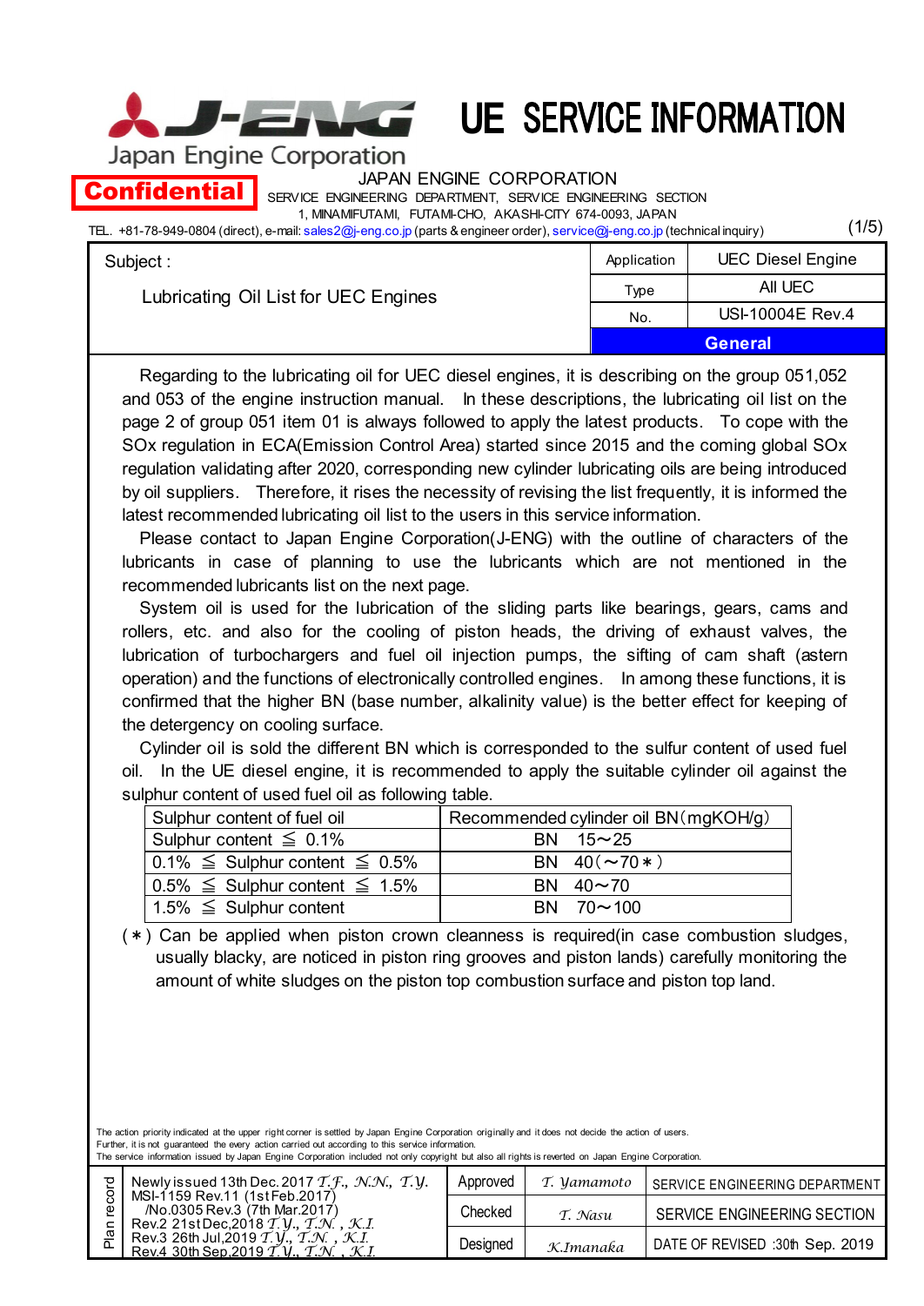# UE SERVICE INFORMATION

Japan Engine Corporation

**Confidential**

JAPAN ENGINE CORPORATION
SERVICE ENGINEERING DEPARTMENT, SERVICE ENGINEERING SECTION
1, MINAMIFUTAMI, FUTAMI-CHO, AKASHI-CITY 674-0093, JAPAN
TEL. +81-78-949-0804 (direct), e-mail: sales2@j-eng.co.jp (parts & engineer order), service@j-eng.co.jp (technical inquiry)

| Subject : Lubricating Oil List for UEC Engines | Application | UEC Diesel Engine |
|---|---|---|
| | Type | All UEC |
| | No. | USI-10004E Rev.4 |
| | | **General** |

Regarding to the lubricating oil for UEC diesel engines, it is describing on the group 051,052 and 053 of the engine instruction manual. In these descriptions, the lubricating oil list on the page 2 of group 051 item 01 is always followed to apply the latest products. To cope with the SOx regulation in ECA(Emission Control Area) started since 2015 and the coming global SOx regulation validating after 2020, corresponding new cylinder lubricating oils are being introduced by oil suppliers. Therefore, it rises the necessity of revising the list frequently, it is informed the latest recommended lubricating oil list to the users in this service information.

Please contact to Japan Engine Corporation(J-ENG) with the outline of characters of the lubricants in case of planning to use the lubricants which are not mentioned in the recommended lubricants list on the next page.

System oil is used for the lubrication of the sliding parts like bearings, gears, cams and rollers, etc. and also for the cooling of piston heads, the driving of exhaust valves, the lubrication of turbochargers and fuel oil injection pumps, the sifting of cam shaft (astern operation) and the functions of electronically controlled engines. In among these functions, it is confirmed that the higher BN (base number, alkalinity value) is the better effect for keeping of the detergency on cooling surface.

Cylinder oil is sold the different BN which is corresponded to the sulfur content of used fuel oil. In the UE diesel engine, it is recommended to apply the suitable cylinder oil against the sulphur content of used fuel oil as following table.

| Sulphur content of fuel oil | Recommended cylinder oil BN（mgKOH/g） |
|---|---|
| Sulphur content ≦ 0.1% | BN 15～25 |
| 0.1% ≦ Sulphur content ≦ 0.5% | BN 40（～70＊） |
| 0.5% ≦ Sulphur content ≦ 1.5% | BN 40～70 |
| 1.5% ≦ Sulphur content | BN 70～100 |

(＊) Can be applied when piston crown cleanness is required(in case combustion sludges, usually blacky, are noticed in piston ring grooves and piston lands) carefully monitoring the amount of white sludges on the piston top combustion surface and piston top land.

The action priority indicated at the upper right corner is settled by Japan Engine Corporation originally and it does not decide the action of users.
Further, it is not guaranteed the every action carried out according to this service information.
The service information issued by Japan Engine Corporation included not only copyright but also all rights is reverted on Japan Engine Corporation.

| Plan record | | | |
|---|---|---|---|
| Newly issued 13th Dec. 2017 T.F., N.N., T.Y.<br>MSI-1159 Rev.11 (1st Feb.2017)<br>/No.0305 Rev.3 (7th Mar.2017)<br>Rev.2 21st Dec,2018 T.Y., T.N. , K.I.<br>Rev.3 26th Jul,2019 T.Y., T.N. , K.I.<br>Rev.4 30th Sep,2019 T.Y., T.N. , K.I. | Approved | T. Yamamoto | SERVICE ENGINEERING DEPARTMENT |
| | Checked | T. Nasu | SERVICE ENGINEERING SECTION |
| | Designed | K.Imanaka | DATE OF REVISED :30th Sep. 2019 |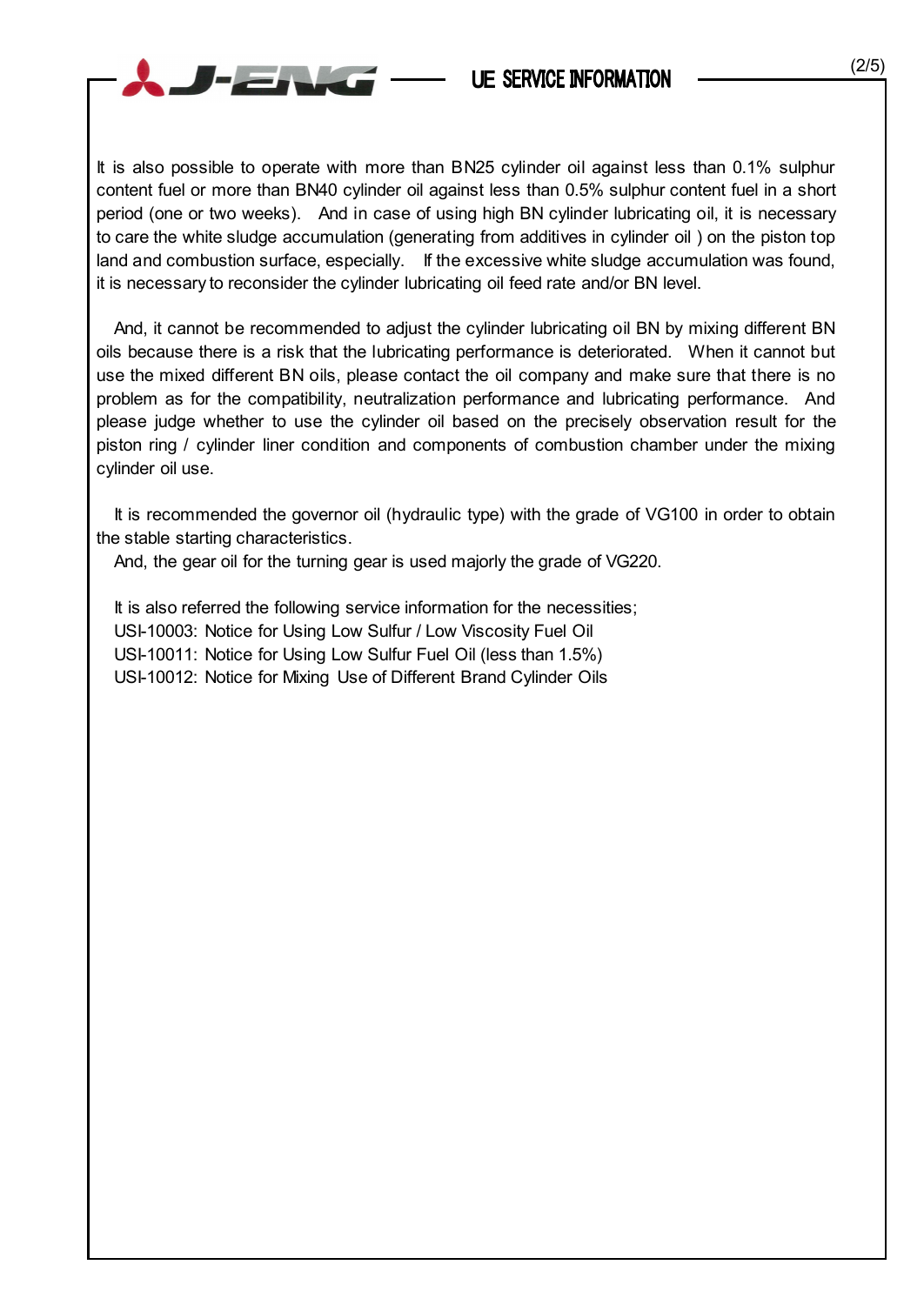It is also possible to operate with more than BN25 cylinder oil against less than 0.1% sulphur content fuel or more than BN40 cylinder oil against less than 0.5% sulphur content fuel in a short period (one or two weeks). And in case of using high BN cylinder lubricating oil, it is necessary to care the white sludge accumulation (generating from additives in cylinder oil ) on the piston top land and combustion surface, especially. If the excessive white sludge accumulation was found, it is necessary to reconsider the cylinder lubricating oil feed rate and/or BN level.

And, it cannot be recommended to adjust the cylinder lubricating oil BN by mixing different BN oils because there is a risk that the lubricating performance is deteriorated. When it cannot but use the mixed different BN oils, please contact the oil company and make sure that there is no problem as for the compatibility, neutralization performance and lubricating performance. And please judge whether to use the cylinder oil based on the precisely observation result for the piston ring / cylinder liner condition and components of combustion chamber under the mixing cylinder oil use.

It is recommended the governor oil (hydraulic type) with the grade of VG100 in order to obtain the stable starting characteristics.

And, the gear oil for the turning gear is used majorly the grade of VG220.

It is also referred the following service information for the necessities;

USI-10003: Notice for Using Low Sulfur / Low Viscosity Fuel Oil

USI-10011: Notice for Using Low Sulfur Fuel Oil (less than 1.5%)

USI-10012: Notice for Mixing Use of Different Brand Cylinder Oils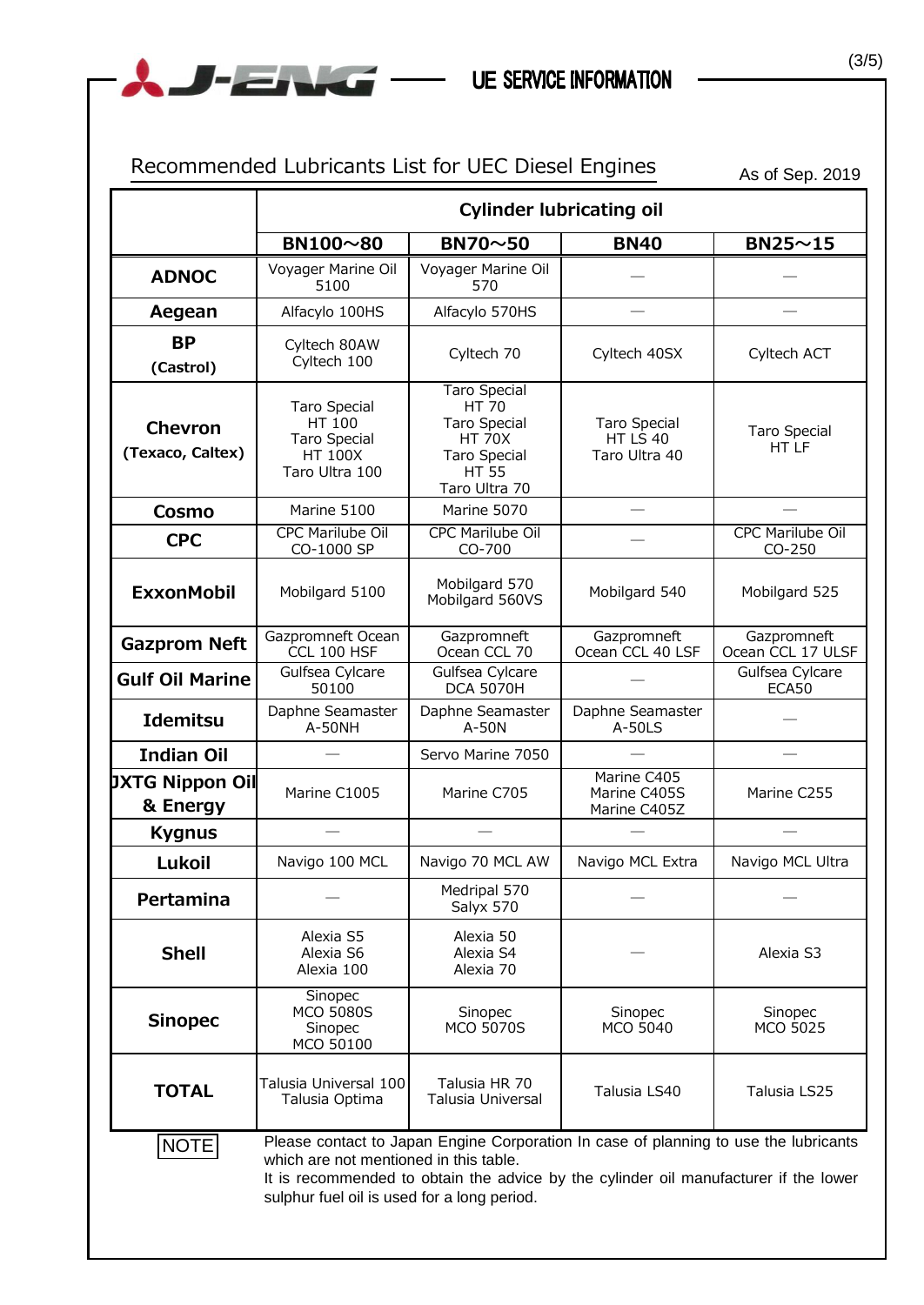J-ENG — UE SERVICE INFORMATION

## Recommended Lubricants List for UEC Diesel Engines

As of Sep. 2019

| | Cylinder lubricating oil | | | |
|---|---|---|---|---|
| | BN100～80 | BN70～50 | BN40 | BN25～15 |
| **ADNOC** | Voyager Marine Oil 5100 | Voyager Marine Oil 570 | — | — |
| **Aegean** | Alfacylo 100HS | Alfacylo 570HS | — | — |
| **BP (Castrol)** | Cyltech 80AW<br>Cyltech 100 | Cyltech 70 | Cyltech 40SX | Cyltech ACT |
| **Chevron (Texaco, Caltex)** | Taro Special HT 100<br>Taro Special HT 100X<br>Taro Ultra 100 | Taro Special HT 70<br>Taro Special HT 70X<br>Taro Special HT 55<br>Taro Ultra 70 | Taro Special HT LS 40<br>Taro Ultra 40 | Taro Special HT LF |
| **Cosmo** | Marine 5100 | Marine 5070 | — | — |
| **CPC** | CPC Marilube Oil CO-1000 SP | CPC Marilube Oil CO-700 | — | CPC Marilube Oil CO-250 |
| **ExxonMobil** | Mobilgard 5100 | Mobilgard 570<br>Mobilgard 560VS | Mobilgard 540 | Mobilgard 525 |
| **Gazprom Neft** | Gazpromneft Ocean CCL 100 HSF | Gazpromneft Ocean CCL 70 | Gazpromneft Ocean CCL 40 LSF | Gazpromneft Ocean CCL 17 ULSF |
| **Gulf Oil Marine** | Gulfsea Cylcare 50100 | Gulfsea Cylcare DCA 5070H | — | Gulfsea Cylcare ECA50 |
| **Idemitsu** | Daphne Seamaster A-50NH | Daphne Seamaster A-50N | Daphne Seamaster A-50LS | — |
| **Indian Oil** | — | Servo Marine 7050 | — | — |
| **JXTG Nippon Oil & Energy** | Marine C1005 | Marine C705 | Marine C405<br>Marine C405S<br>Marine C405Z | Marine C255 |
| **Kygnus** | — | — | — | — |
| **Lukoil** | Navigo 100 MCL | Navigo 70 MCL AW | Navigo MCL Extra | Navigo MCL Ultra |
| **Pertamina** | — | Medripal 570<br>Salyx 570 | — | — |
| **Shell** | Alexia S5<br>Alexia S6<br>Alexia 100 | Alexia 50<br>Alexia S4<br>Alexia 70 | — | Alexia S3 |
| **Sinopec** | Sinopec MCO 5080S<br>Sinopec MCO 50100 | Sinopec MCO 5070S | Sinopec MCO 5040 | Sinopec MCO 5025 |
| **TOTAL** | Talusia Universal 100<br>Talusia Optima | Talusia HR 70<br>Talusia Universal | Talusia LS40 | Talusia LS25 |

NOTE: Please contact to Japan Engine Corporation In case of planning to use the lubricants which are not mentioned in this table.
It is recommended to obtain the advice by the cylinder oil manufacturer if the lower sulphur fuel oil is used for a long period.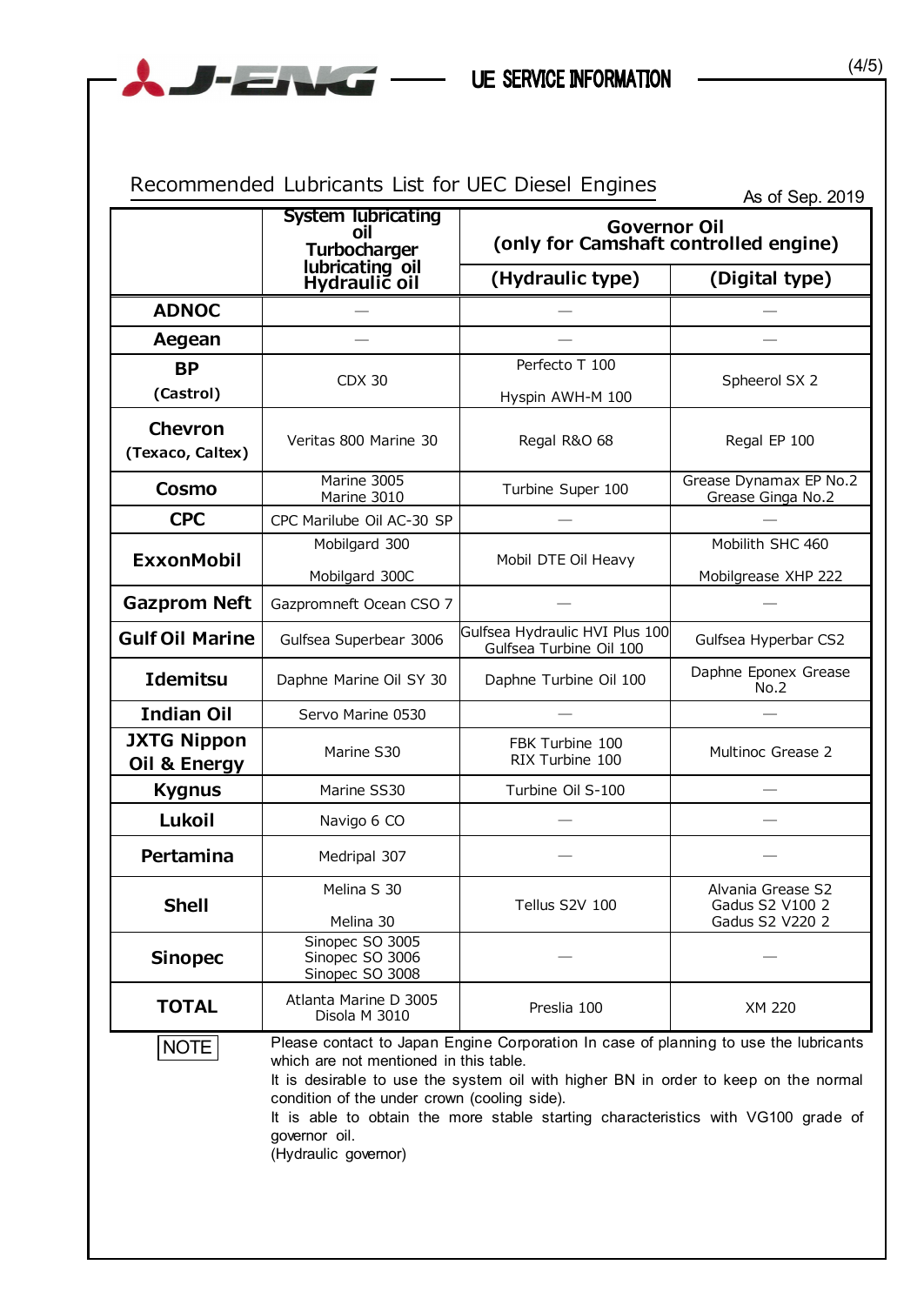## UE SERVICE INFORMATION

### Recommended Lubricants List for UEC Diesel Engines

As of Sep. 2019

| | System lubricating oil<br>Turbocharger lubricating oil<br>Hydraulic oil | Governor Oil<br>(only for Camshaft controlled engine) | |
|---|---|---|---|
| | | (Hydraulic type) | (Digital type) |
| **ADNOC** | — | — | — |
| **Aegean** | — | — | — |
| **BP**<br>**(Castrol)** | CDX 30 | Perfecto T 100<br>Hyspin AWH-M 100 | Spheerol SX 2 |
| **Chevron**<br>**(Texaco, Caltex)** | Veritas 800 Marine 30 | Regal R&O 68 | Regal EP 100 |
| **Cosmo** | Marine 3005<br>Marine 3010 | Turbine Super 100 | Grease Dynamax EP No.2<br>Grease Ginga No.2 |
| **CPC** | CPC Marilube Oil AC-30 SP | — | — |
| **ExxonMobil** | Mobilgard 300<br>Mobilgard 300C | Mobil DTE Oil Heavy | Mobilith SHC 460<br>Mobilgrease XHP 222 |
| **Gazprom Neft** | Gazpromneft Ocean CSO 7 | — | — |
| **Gulf Oil Marine** | Gulfsea Superbear 3006 | Gulfsea Hydraulic HVI Plus 100<br>Gulfsea Turbine Oil 100 | Gulfsea Hyperbar CS2 |
| **Idemitsu** | Daphne Marine Oil SY 30 | Daphne Turbine Oil 100 | Daphne Eponex Grease No.2 |
| **Indian Oil** | Servo Marine 0530 | — | — |
| **JXTG Nippon Oil & Energy** | Marine S30 | FBK Turbine 100<br>RIX Turbine 100 | Multinoc Grease 2 |
| **Kygnus** | Marine SS30 | Turbine Oil S-100 | — |
| **Lukoil** | Navigo 6 CO | — | — |
| **Pertamina** | Medripal 307 | — | — |
| **Shell** | Melina S 30<br>Melina 30 | Tellus S2V 100 | Alvania Grease S2<br>Gadus S2 V100 2<br>Gadus S2 V220 2 |
| **Sinopec** | Sinopec SO 3005<br>Sinopec SO 3006<br>Sinopec SO 3008 | — | — |
| **TOTAL** | Atlanta Marine D 3005<br>Disola M 3010 | Preslia 100 | XM 220 |

**NOTE**

Please contact to Japan Engine Corporation In case of planning to use the lubricants which are not mentioned in this table.
It is desirable to use the system oil with higher BN in order to keep on the normal condition of the under crown (cooling side).
It is able to obtain the more stable starting characteristics with VG100 grade of governor oil.
(Hydraulic governor)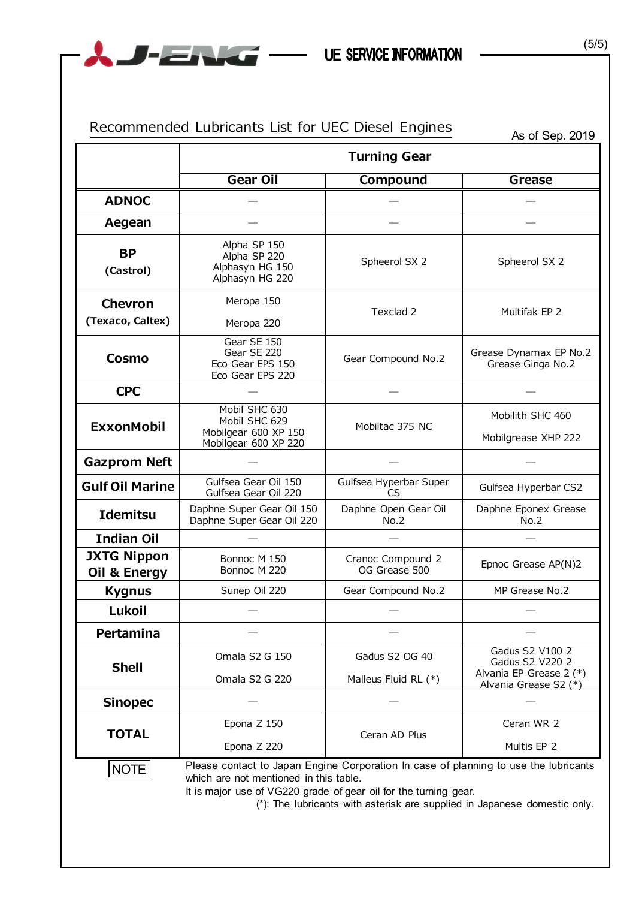## Recommended Lubricants List for UEC Diesel Engines

As of Sep. 2019

| | Turning Gear | | |
|---|---|---|---|
| | **Gear Oil** | **Compound** | **Grease** |
| **ADNOC** | — | — | — |
| **Aegean** | — | — | — |
| **BP (Castrol)** | Alpha SP 150<br>Alpha SP 220<br>Alphasyn HG 150<br>Alphasyn HG 220 | Spheerol SX 2 | Spheerol SX 2 |
| **Chevron (Texaco, Caltex)** | Meropa 150<br>Meropa 220 | Texclad 2 | Multifak EP 2 |
| **Cosmo** | Gear SE 150<br>Gear SE 220<br>Eco Gear EPS 150<br>Eco Gear EPS 220 | Gear Compound No.2 | Grease Dynamax EP No.2<br>Grease Ginga No.2 |
| **CPC** | — | — | — |
| **ExxonMobil** | Mobil SHC 630<br>Mobil SHC 629<br>Mobilgear 600 XP 150<br>Mobilgear 600 XP 220 | Mobiltac 375 NC | Mobilith SHC 460<br>Mobilgrease XHP 222 |
| **Gazprom Neft** | — | — | — |
| **Gulf Oil Marine** | Gulfsea Gear Oil 150<br>Gulfsea Gear Oil 220 | Gulfsea Hyperbar Super CS | Gulfsea Hyperbar CS2 |
| **Idemitsu** | Daphne Super Gear Oil 150<br>Daphne Super Gear Oil 220 | Daphne Open Gear Oil No.2 | Daphne Eponex Grease No.2 |
| **Indian Oil** | — | — | — |
| **JXTG Nippon Oil & Energy** | Bonnoc M 150<br>Bonnoc M 220 | Cranoc Compound 2<br>OG Grease 500 | Epnoc Grease AP(N)2 |
| **Kygnus** | Sunep Oil 220 | Gear Compound No.2 | MP Grease No.2 |
| **Lukoil** | — | — | — |
| **Pertamina** | — | — | — |
| **Shell** | Omala S2 G 150<br>Omala S2 G 220 | Gadus S2 OG 40<br>Malleus Fluid RL (*) | Gadus S2 V100 2<br>Gadus S2 V220 2<br>Alvania EP Grease 2 (*)<br>Alvania Grease S2 (*) |
| **Sinopec** | — | — | — |
| **TOTAL** | Epona Z 150<br>Epona Z 220 | Ceran AD Plus | Ceran WR 2<br>Multis EP 2 |

NOTE

Please contact to Japan Engine Corporation In case of planning to use the lubricants which are not mentioned in this table.

It is major use of VG220 grade of gear oil for the turning gear.

(*): The lubricants with asterisk are supplied in Japanese domestic only.